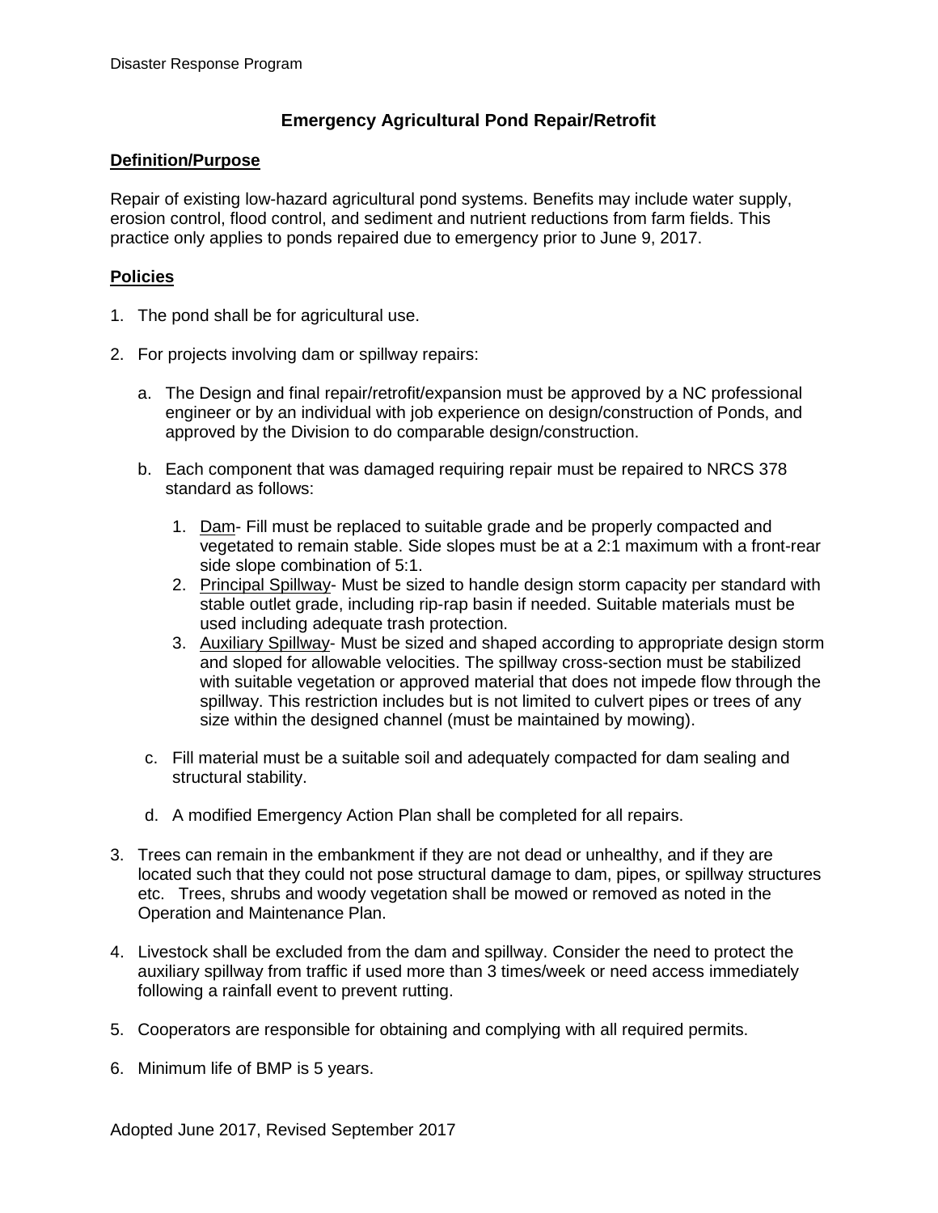# Emergency Agricultural Pond Repair/Retrofit

## Definition/Purpose

Repair of existing low-hazard agricultural pond systems. Benefits may include water supply, erosion control, flood control, and sediment and nutrient reductions from farm fields. This practice only applies to ponds repaired due to emergency prior to June 9, 2017.

## Policies

1. The pond shall be for agricultural use.

2. For projects involving dam or spillway repairs:

   a. The Design and final repair/retrofit/expansion must be approved by a NC professional engineer or by an individual with job experience on design/construction of Ponds, and approved by the Division to do comparable design/construction.

   b. Each component that was damaged requiring repair must be repaired to NRCS 378 standard as follows:

      1. Dam- Fill must be replaced to suitable grade and be properly compacted and vegetated to remain stable. Side slopes must be at a 2:1 maximum with a front-rear side slope combination of 5:1.
      2. Principal Spillway- Must be sized to handle design storm capacity per standard with stable outlet grade, including rip-rap basin if needed. Suitable materials must be used including adequate trash protection.
      3. Auxiliary Spillway- Must be sized and shaped according to appropriate design storm and sloped for allowable velocities. The spillway cross-section must be stabilized with suitable vegetation or approved material that does not impede flow through the spillway. This restriction includes but is not limited to culvert pipes or trees of any size within the designed channel (must be maintained by mowing).

   c. Fill material must be a suitable soil and adequately compacted for dam sealing and structural stability.

   d. A modified Emergency Action Plan shall be completed for all repairs.

3. Trees can remain in the embankment if they are not dead or unhealthy, and if they are located such that they could not pose structural damage to dam, pipes, or spillway structures etc. Trees, shrubs and woody vegetation shall be mowed or removed as noted in the Operation and Maintenance Plan.

4. Livestock shall be excluded from the dam and spillway. Consider the need to protect the auxiliary spillway from traffic if used more than 3 times/week or need access immediately following a rainfall event to prevent rutting.

5. Cooperators are responsible for obtaining and complying with all required permits.

6. Minimum life of BMP is 5 years.

Adopted June 2017, Revised September 2017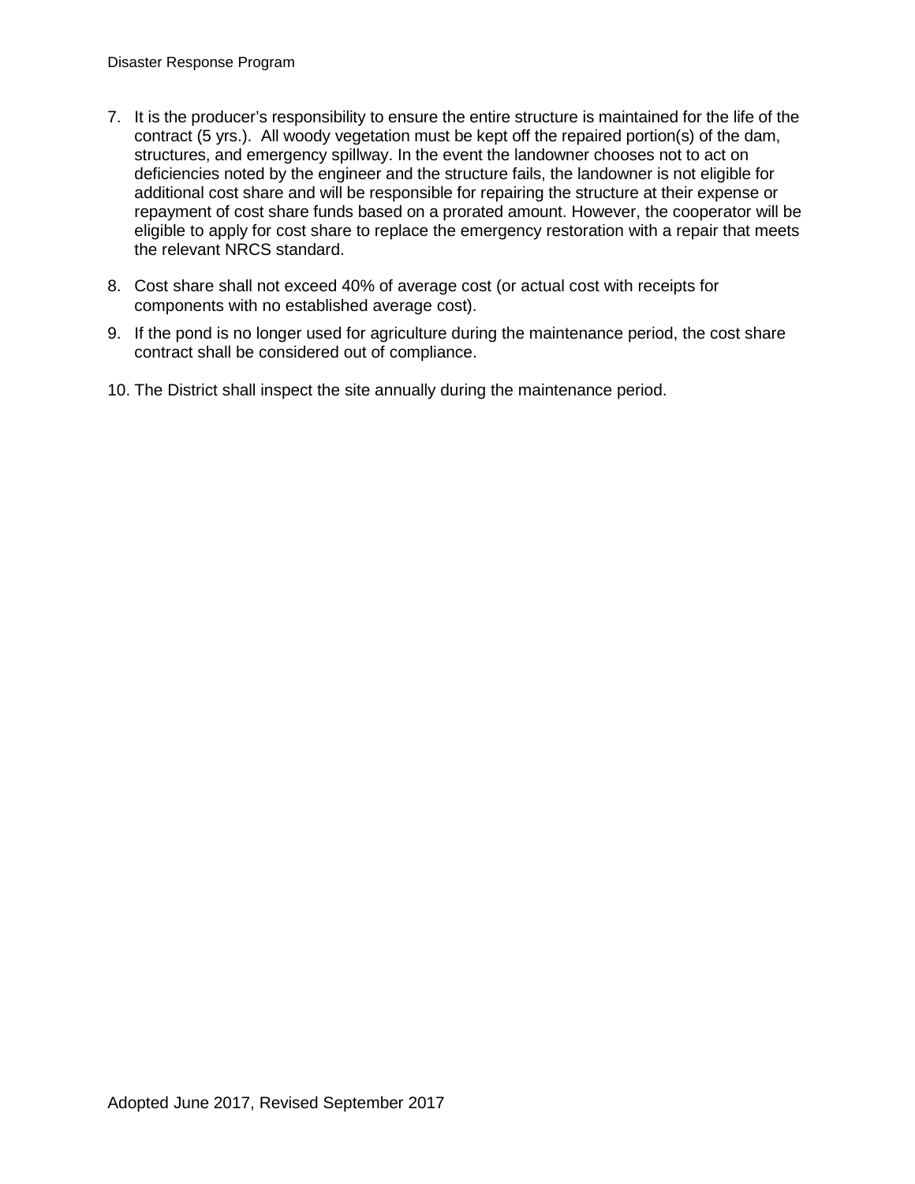7. It is the producer’s responsibility to ensure the entire structure is maintained for the life of the contract (5 yrs.). All woody vegetation must be kept off the repaired portion(s) of the dam, structures, and emergency spillway. In the event the landowner chooses not to act on deficiencies noted by the engineer and the structure fails, the landowner is not eligible for additional cost share and will be responsible for repairing the structure at their expense or repayment of cost share funds based on a prorated amount. However, the cooperator will be eligible to apply for cost share to replace the emergency restoration with a repair that meets the relevant NRCS standard.

8. Cost share shall not exceed 40% of average cost (or actual cost with receipts for components with no established average cost).

9. If the pond is no longer used for agriculture during the maintenance period, the cost share contract shall be considered out of compliance.

10. The District shall inspect the site annually during the maintenance period.